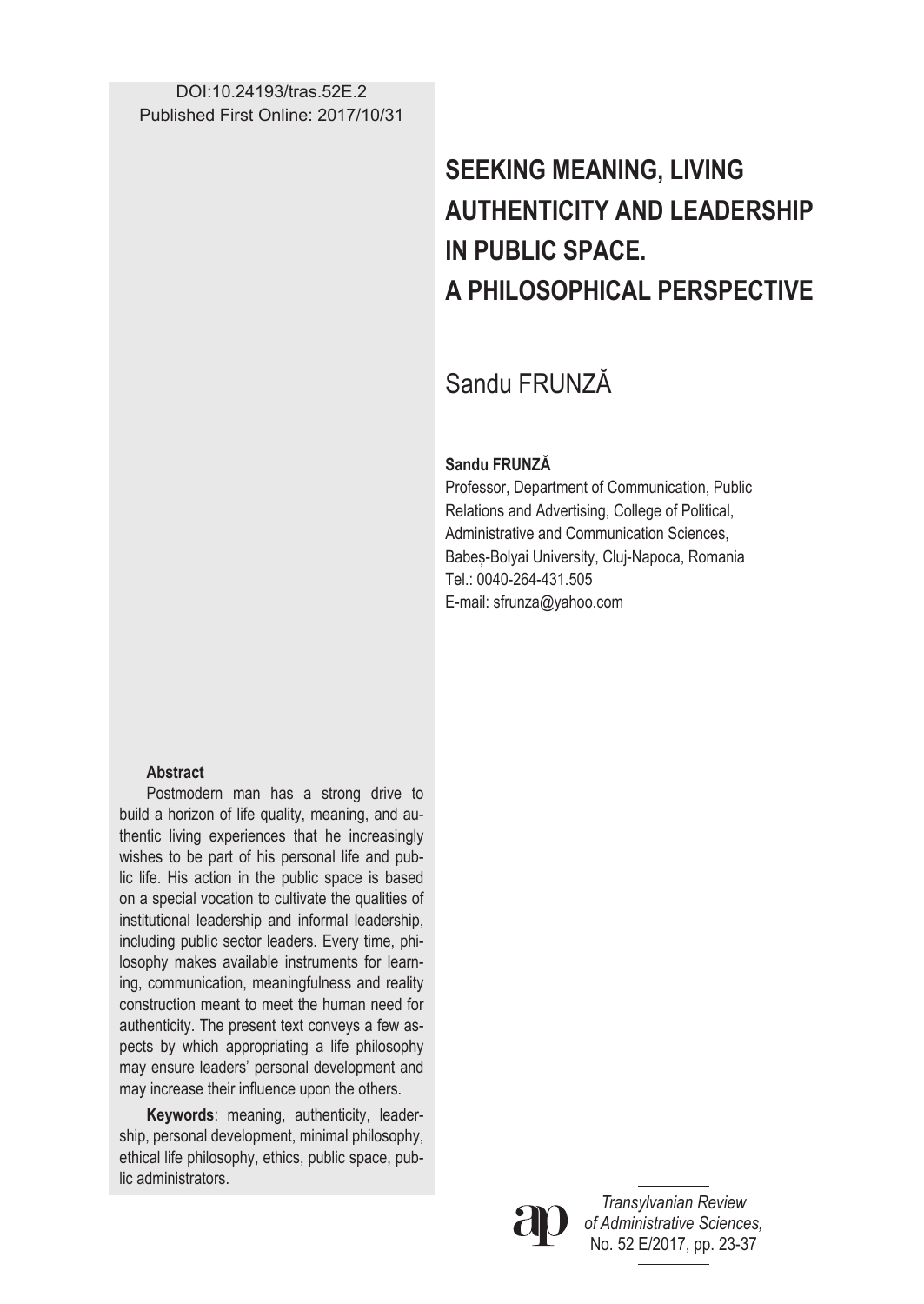DOI:10.24193/tras.52E.2
Published First Online: 2017/10/31

# SEEKING MEANING, LIVING AUTHENTICITY AND LEADERSHIP IN PUBLIC SPACE. A PHILOSOPHICAL PERSPECTIVE

Sandu FRUNZĂ

**Sandu FRUNZĂ**

Professor, Department of Communication, Public Relations and Advertising, College of Political, Administrative and Communication Sciences, Babeș-Bolyai University, Cluj-Napoca, Romania
Tel.: 0040-264-431.505
E-mail: sfrunza@yahoo.com

**Abstract**

Postmodern man has a strong drive to build a horizon of life quality, meaning, and authentic living experiences that he increasingly wishes to be part of his personal life and public life. His action in the public space is based on a special vocation to cultivate the qualities of institutional leadership and informal leadership, including public sector leaders. Every time, philosophy makes available instruments for learning, communication, meaningfulness and reality construction meant to meet the human need for authenticity. The present text conveys a few aspects by which appropriating a life philosophy may ensure leaders' personal development and may increase their influence upon the others.

**Keywords**: meaning, authenticity, leadership, personal development, minimal philosophy, ethical life philosophy, ethics, public space, public administrators.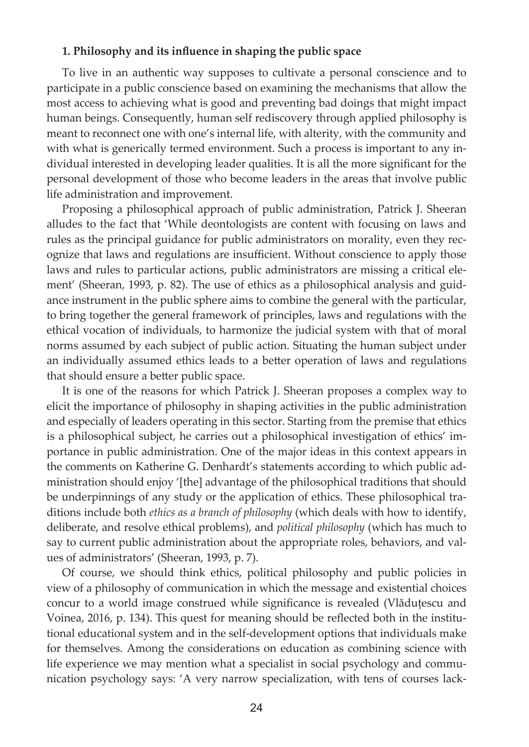### 1. Philosophy and its influence in shaping the public space

To live in an authentic way supposes to cultivate a personal conscience and to participate in a public conscience based on examining the mechanisms that allow the most access to achieving what is good and preventing bad doings that might impact human beings. Consequently, human self rediscovery through applied philosophy is meant to reconnect one with one's internal life, with alterity, with the community and with what is generically termed environment. Such a process is important to any individual interested in developing leader qualities. It is all the more significant for the personal development of those who become leaders in the areas that involve public life administration and improvement.

Proposing a philosophical approach of public administration, Patrick J. Sheeran alludes to the fact that 'While deontologists are content with focusing on laws and rules as the principal guidance for public administrators on morality, even they recognize that laws and regulations are insufficient. Without conscience to apply those laws and rules to particular actions, public administrators are missing a critical element' (Sheeran, 1993, p. 82). The use of ethics as a philosophical analysis and guidance instrument in the public sphere aims to combine the general with the particular, to bring together the general framework of principles, laws and regulations with the ethical vocation of individuals, to harmonize the judicial system with that of moral norms assumed by each subject of public action. Situating the human subject under an individually assumed ethics leads to a better operation of laws and regulations that should ensure a better public space.

It is one of the reasons for which Patrick J. Sheeran proposes a complex way to elicit the importance of philosophy in shaping activities in the public administration and especially of leaders operating in this sector. Starting from the premise that ethics is a philosophical subject, he carries out a philosophical investigation of ethics' importance in public administration. One of the major ideas in this context appears in the comments on Katherine G. Denhardt's statements according to which public administration should enjoy '[the] advantage of the philosophical traditions that should be underpinnings of any study or the application of ethics. These philosophical traditions include both *ethics as a branch of philosophy* (which deals with how to identify, deliberate, and resolve ethical problems), and *political philosophy* (which has much to say to current public administration about the appropriate roles, behaviors, and values of administrators' (Sheeran, 1993, p. 7).

Of course, we should think ethics, political philosophy and public policies in view of a philosophy of communication in which the message and existential choices concur to a world image construed while significance is revealed (Vlăduțescu and Voinea, 2016, p. 134). This quest for meaning should be reflected both in the institutional educational system and in the self-development options that individuals make for themselves. Among the considerations on education as combining science with life experience we may mention what a specialist in social psychology and communication psychology says: 'A very narrow specialization, with tens of courses lack-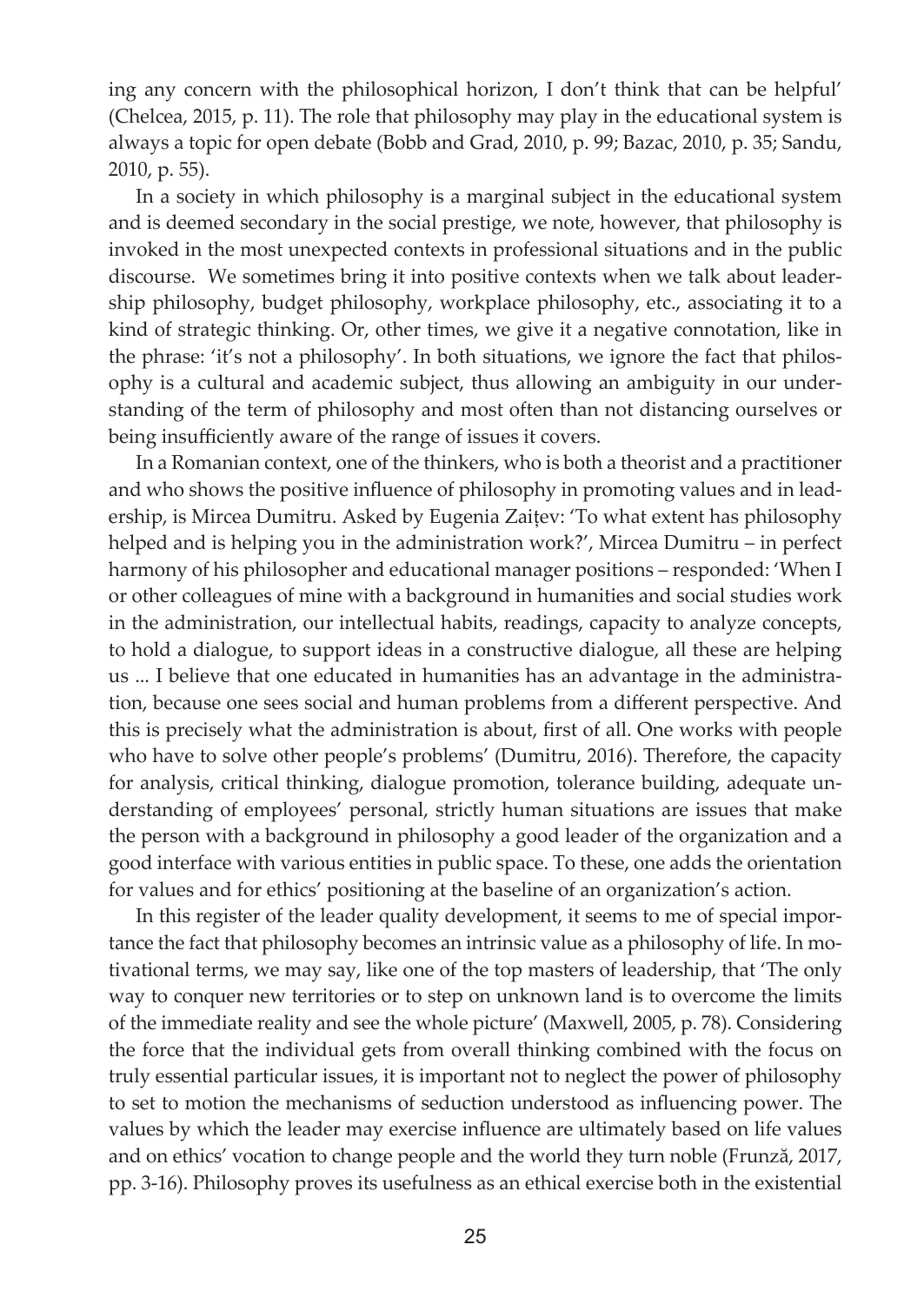ing any concern with the philosophical horizon, I don't think that can be helpful' (Chelcea, 2015, p. 11). The role that philosophy may play in the educational system is always a topic for open debate (Bobb and Grad, 2010, p. 99; Bazac, 2010, p. 35; Sandu, 2010, p. 55).

In a society in which philosophy is a marginal subject in the educational system and is deemed secondary in the social prestige, we note, however, that philosophy is invoked in the most unexpected contexts in professional situations and in the public discourse. We sometimes bring it into positive contexts when we talk about leadership philosophy, budget philosophy, workplace philosophy, etc., associating it to a kind of strategic thinking. Or, other times, we give it a negative connotation, like in the phrase: 'it's not a philosophy'. In both situations, we ignore the fact that philosophy is a cultural and academic subject, thus allowing an ambiguity in our understanding of the term of philosophy and most often than not distancing ourselves or being insufficiently aware of the range of issues it covers.

In a Romanian context, one of the thinkers, who is both a theorist and a practitioner and who shows the positive influence of philosophy in promoting values and in leadership, is Mircea Dumitru. Asked by Eugenia Zaițev: 'To what extent has philosophy helped and is helping you in the administration work?', Mircea Dumitru – in perfect harmony of his philosopher and educational manager positions – responded: 'When I or other colleagues of mine with a background in humanities and social studies work in the administration, our intellectual habits, readings, capacity to analyze concepts, to hold a dialogue, to support ideas in a constructive dialogue, all these are helping us ... I believe that one educated in humanities has an advantage in the administration, because one sees social and human problems from a different perspective. And this is precisely what the administration is about, first of all. One works with people who have to solve other people's problems' (Dumitru, 2016). Therefore, the capacity for analysis, critical thinking, dialogue promotion, tolerance building, adequate understanding of employees' personal, strictly human situations are issues that make the person with a background in philosophy a good leader of the organization and a good interface with various entities in public space. To these, one adds the orientation for values and for ethics' positioning at the baseline of an organization's action.

In this register of the leader quality development, it seems to me of special importance the fact that philosophy becomes an intrinsic value as a philosophy of life. In motivational terms, we may say, like one of the top masters of leadership, that 'The only way to conquer new territories or to step on unknown land is to overcome the limits of the immediate reality and see the whole picture' (Maxwell, 2005, p. 78). Considering the force that the individual gets from overall thinking combined with the focus on truly essential particular issues, it is important not to neglect the power of philosophy to set to motion the mechanisms of seduction understood as influencing power. The values by which the leader may exercise influence are ultimately based on life values and on ethics' vocation to change people and the world they turn noble (Frunză, 2017, pp. 3-16). Philosophy proves its usefulness as an ethical exercise both in the existential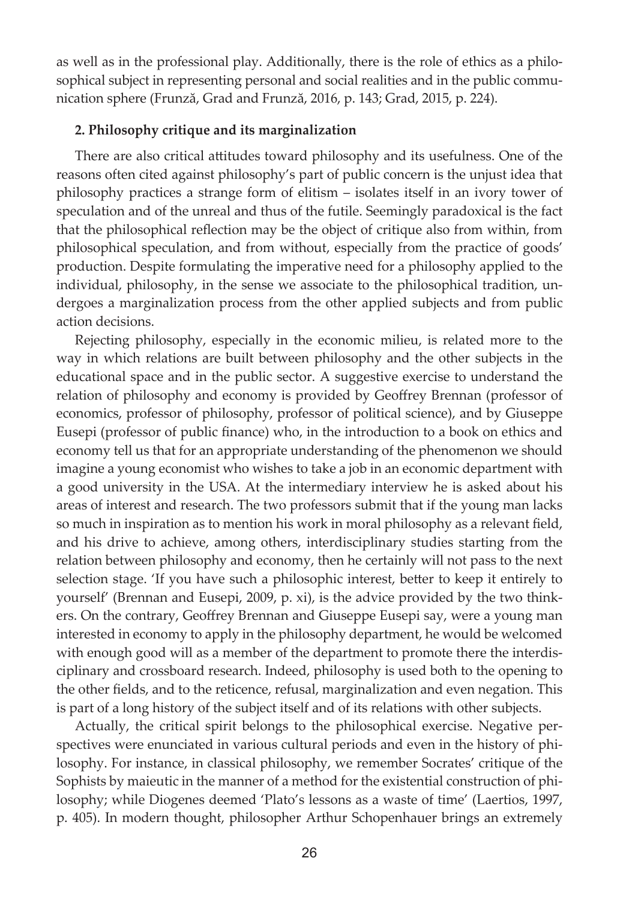as well as in the professional play. Additionally, there is the role of ethics as a philosophical subject in representing personal and social realities and in the public communication sphere (Frunză, Grad and Frunză, 2016, p. 143; Grad, 2015, p. 224).

## 2. Philosophy critique and its marginalization

There are also critical attitudes toward philosophy and its usefulness. One of the reasons often cited against philosophy's part of public concern is the unjust idea that philosophy practices a strange form of elitism – isolates itself in an ivory tower of speculation and of the unreal and thus of the futile. Seemingly paradoxical is the fact that the philosophical reflection may be the object of critique also from within, from philosophical speculation, and from without, especially from the practice of goods' production. Despite formulating the imperative need for a philosophy applied to the individual, philosophy, in the sense we associate to the philosophical tradition, undergoes a marginalization process from the other applied subjects and from public action decisions.

Rejecting philosophy, especially in the economic milieu, is related more to the way in which relations are built between philosophy and the other subjects in the educational space and in the public sector. A suggestive exercise to understand the relation of philosophy and economy is provided by Geoffrey Brennan (professor of economics, professor of philosophy, professor of political science), and by Giuseppe Eusepi (professor of public finance) who, in the introduction to a book on ethics and economy tell us that for an appropriate understanding of the phenomenon we should imagine a young economist who wishes to take a job in an economic department with a good university in the USA. At the intermediary interview he is asked about his areas of interest and research. The two professors submit that if the young man lacks so much in inspiration as to mention his work in moral philosophy as a relevant field, and his drive to achieve, among others, interdisciplinary studies starting from the relation between philosophy and economy, then he certainly will not pass to the next selection stage. 'If you have such a philosophic interest, better to keep it entirely to yourself' (Brennan and Eusepi, 2009, p. xi), is the advice provided by the two thinkers. On the contrary, Geoffrey Brennan and Giuseppe Eusepi say, were a young man interested in economy to apply in the philosophy department, he would be welcomed with enough good will as a member of the department to promote there the interdisciplinary and crossboard research. Indeed, philosophy is used both to the opening to the other fields, and to the reticence, refusal, marginalization and even negation. This is part of a long history of the subject itself and of its relations with other subjects.

Actually, the critical spirit belongs to the philosophical exercise. Negative perspectives were enunciated in various cultural periods and even in the history of philosophy. For instance, in classical philosophy, we remember Socrates' critique of the Sophists by maieutic in the manner of a method for the existential construction of philosophy; while Diogenes deemed 'Plato's lessons as a waste of time' (Laertios, 1997, p. 405). In modern thought, philosopher Arthur Schopenhauer brings an extremely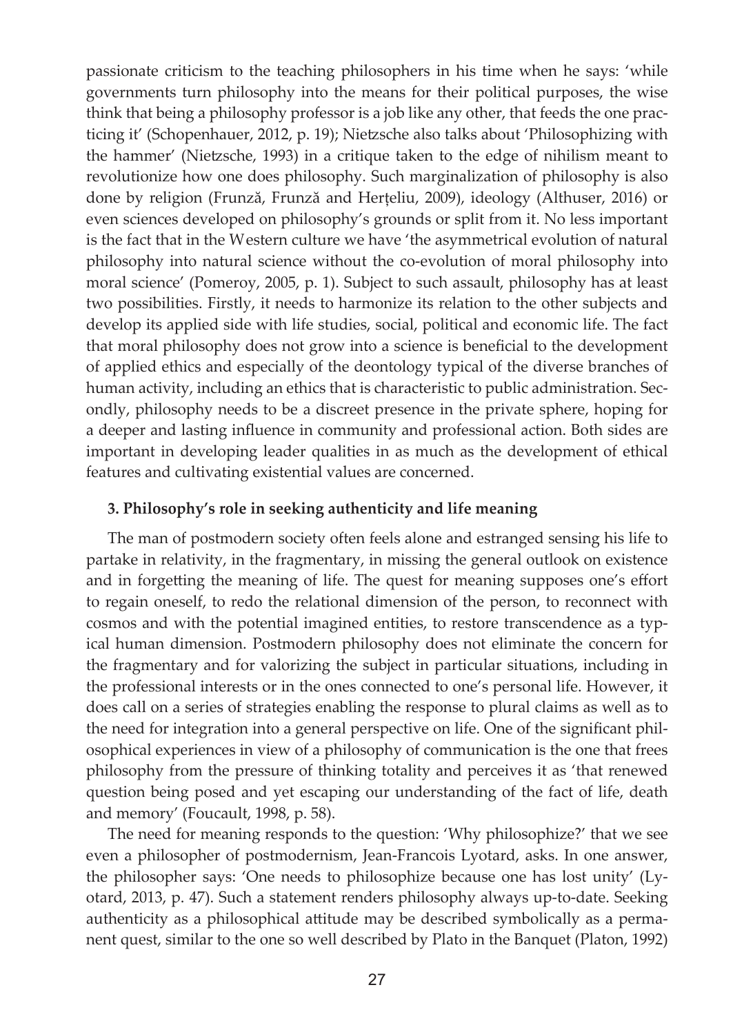passionate criticism to the teaching philosophers in his time when he says: 'while governments turn philosophy into the means for their political purposes, the wise think that being a philosophy professor is a job like any other, that feeds the one practicing it' (Schopenhauer, 2012, p. 19); Nietzsche also talks about 'Philosophizing with the hammer' (Nietzsche, 1993) in a critique taken to the edge of nihilism meant to revolutionize how one does philosophy. Such marginalization of philosophy is also done by religion (Frunză, Frunză and Herțeliu, 2009), ideology (Althuser, 2016) or even sciences developed on philosophy's grounds or split from it. No less important is the fact that in the Western culture we have 'the asymmetrical evolution of natural philosophy into natural science without the co-evolution of moral philosophy into moral science' (Pomeroy, 2005, p. 1). Subject to such assault, philosophy has at least two possibilities. Firstly, it needs to harmonize its relation to the other subjects and develop its applied side with life studies, social, political and economic life. The fact that moral philosophy does not grow into a science is beneficial to the development of applied ethics and especially of the deontology typical of the diverse branches of human activity, including an ethics that is characteristic to public administration. Secondly, philosophy needs to be a discreet presence in the private sphere, hoping for a deeper and lasting influence in community and professional action. Both sides are important in developing leader qualities in as much as the development of ethical features and cultivating existential values are concerned.

### 3. Philosophy's role in seeking authenticity and life meaning

The man of postmodern society often feels alone and estranged sensing his life to partake in relativity, in the fragmentary, in missing the general outlook on existence and in forgetting the meaning of life. The quest for meaning supposes one's effort to regain oneself, to redo the relational dimension of the person, to reconnect with cosmos and with the potential imagined entities, to restore transcendence as a typical human dimension. Postmodern philosophy does not eliminate the concern for the fragmentary and for valorizing the subject in particular situations, including in the professional interests or in the ones connected to one's personal life. However, it does call on a series of strategies enabling the response to plural claims as well as to the need for integration into a general perspective on life. One of the significant philosophical experiences in view of a philosophy of communication is the one that frees philosophy from the pressure of thinking totality and perceives it as 'that renewed question being posed and yet escaping our understanding of the fact of life, death and memory' (Foucault, 1998, p. 58).

The need for meaning responds to the question: 'Why philosophize?' that we see even a philosopher of postmodernism, Jean-Francois Lyotard, asks. In one answer, the philosopher says: 'One needs to philosophize because one has lost unity' (Lyotard, 2013, p. 47). Such a statement renders philosophy always up-to-date. Seeking authenticity as a philosophical attitude may be described symbolically as a permanent quest, similar to the one so well described by Plato in the Banquet (Platon, 1992)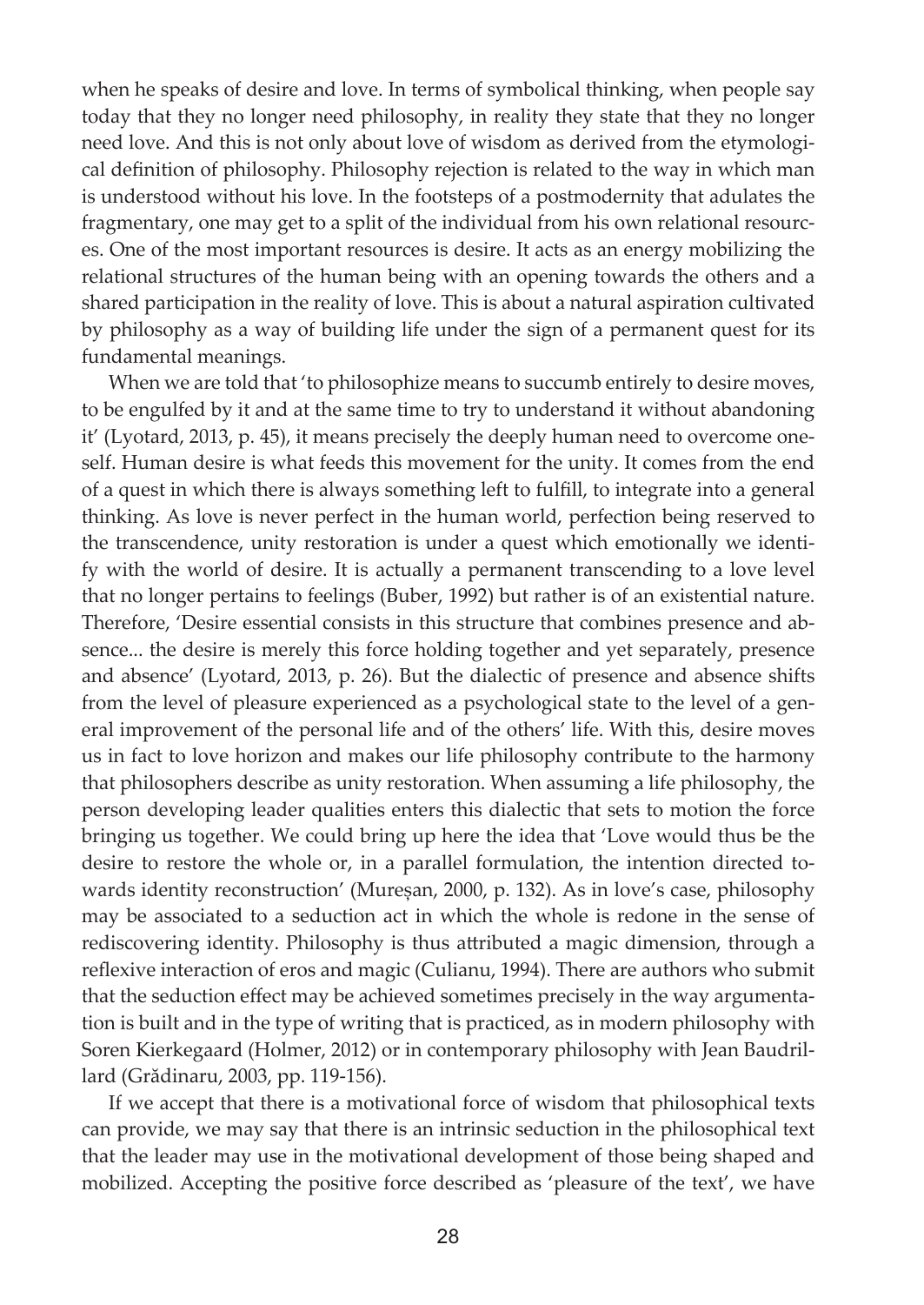when he speaks of desire and love. In terms of symbolical thinking, when people say today that they no longer need philosophy, in reality they state that they no longer need love. And this is not only about love of wisdom as derived from the etymological definition of philosophy. Philosophy rejection is related to the way in which man is understood without his love. In the footsteps of a postmodernity that adulates the fragmentary, one may get to a split of the individual from his own relational resources. One of the most important resources is desire. It acts as an energy mobilizing the relational structures of the human being with an opening towards the others and a shared participation in the reality of love. This is about a natural aspiration cultivated by philosophy as a way of building life under the sign of a permanent quest for its fundamental meanings.

When we are told that 'to philosophize means to succumb entirely to desire moves, to be engulfed by it and at the same time to try to understand it without abandoning it' (Lyotard, 2013, p. 45), it means precisely the deeply human need to overcome oneself. Human desire is what feeds this movement for the unity. It comes from the end of a quest in which there is always something left to fulfill, to integrate into a general thinking. As love is never perfect in the human world, perfection being reserved to the transcendence, unity restoration is under a quest which emotionally we identify with the world of desire. It is actually a permanent transcending to a love level that no longer pertains to feelings (Buber, 1992) but rather is of an existential nature. Therefore, 'Desire essential consists in this structure that combines presence and absence... the desire is merely this force holding together and yet separately, presence and absence' (Lyotard, 2013, p. 26). But the dialectic of presence and absence shifts from the level of pleasure experienced as a psychological state to the level of a general improvement of the personal life and of the others' life. With this, desire moves us in fact to love horizon and makes our life philosophy contribute to the harmony that philosophers describe as unity restoration. When assuming a life philosophy, the person developing leader qualities enters this dialectic that sets to motion the force bringing us together. We could bring up here the idea that 'Love would thus be the desire to restore the whole or, in a parallel formulation, the intention directed towards identity reconstruction' (Mureșan, 2000, p. 132). As in love's case, philosophy may be associated to a seduction act in which the whole is redone in the sense of rediscovering identity. Philosophy is thus attributed a magic dimension, through a reflexive interaction of eros and magic (Culianu, 1994). There are authors who submit that the seduction effect may be achieved sometimes precisely in the way argumentation is built and in the type of writing that is practiced, as in modern philosophy with Soren Kierkegaard (Holmer, 2012) or in contemporary philosophy with Jean Baudrillard (Grădinaru, 2003, pp. 119-156).

If we accept that there is a motivational force of wisdom that philosophical texts can provide, we may say that there is an intrinsic seduction in the philosophical text that the leader may use in the motivational development of those being shaped and mobilized. Accepting the positive force described as 'pleasure of the text', we have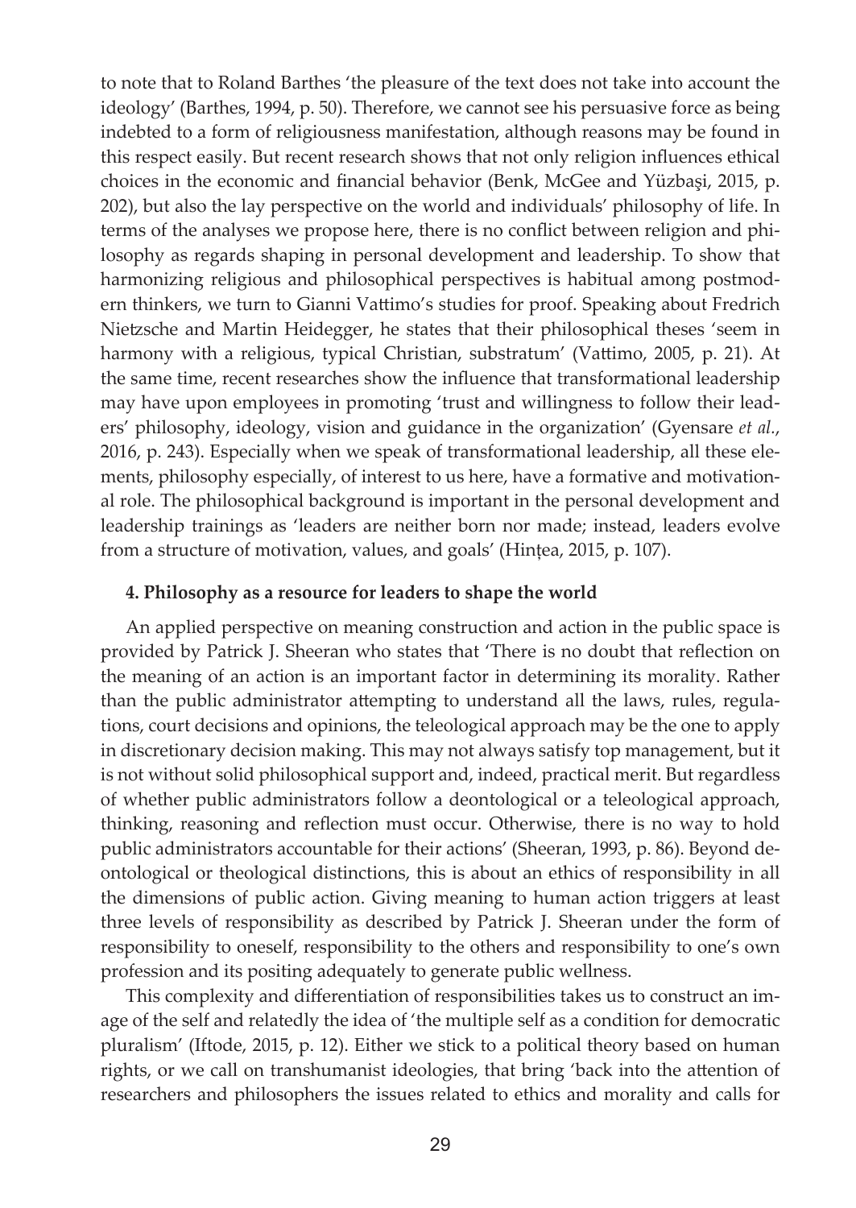to note that to Roland Barthes 'the pleasure of the text does not take into account the ideology' (Barthes, 1994, p. 50). Therefore, we cannot see his persuasive force as being indebted to a form of religiousness manifestation, although reasons may be found in this respect easily. But recent research shows that not only religion influences ethical choices in the economic and financial behavior (Benk, McGee and Yüzbaşi, 2015, p. 202), but also the lay perspective on the world and individuals' philosophy of life. In terms of the analyses we propose here, there is no conflict between religion and philosophy as regards shaping in personal development and leadership. To show that harmonizing religious and philosophical perspectives is habitual among postmodern thinkers, we turn to Gianni Vattimo's studies for proof. Speaking about Fredrich Nietzsche and Martin Heidegger, he states that their philosophical theses 'seem in harmony with a religious, typical Christian, substratum' (Vattimo, 2005, p. 21). At the same time, recent researches show the influence that transformational leadership may have upon employees in promoting 'trust and willingness to follow their leaders' philosophy, ideology, vision and guidance in the organization' (Gyensare *et al.*, 2016, p. 243). Especially when we speak of transformational leadership, all these elements, philosophy especially, of interest to us here, have a formative and motivational role. The philosophical background is important in the personal development and leadership trainings as 'leaders are neither born nor made; instead, leaders evolve from a structure of motivation, values, and goals' (Hințea, 2015, p. 107).

#### 4. Philosophy as a resource for leaders to shape the world

An applied perspective on meaning construction and action in the public space is provided by Patrick J. Sheeran who states that 'There is no doubt that reflection on the meaning of an action is an important factor in determining its morality. Rather than the public administrator attempting to understand all the laws, rules, regulations, court decisions and opinions, the teleological approach may be the one to apply in discretionary decision making. This may not always satisfy top management, but it is not without solid philosophical support and, indeed, practical merit. But regardless of whether public administrators follow a deontological or a teleological approach, thinking, reasoning and reflection must occur. Otherwise, there is no way to hold public administrators accountable for their actions' (Sheeran, 1993, p. 86). Beyond deontological or theological distinctions, this is about an ethics of responsibility in all the dimensions of public action. Giving meaning to human action triggers at least three levels of responsibility as described by Patrick J. Sheeran under the form of responsibility to oneself, responsibility to the others and responsibility to one's own profession and its positing adequately to generate public wellness.

This complexity and differentiation of responsibilities takes us to construct an image of the self and relatedly the idea of 'the multiple self as a condition for democratic pluralism' (Iftode, 2015, p. 12). Either we stick to a political theory based on human rights, or we call on transhumanist ideologies, that bring 'back into the attention of researchers and philosophers the issues related to ethics and morality and calls for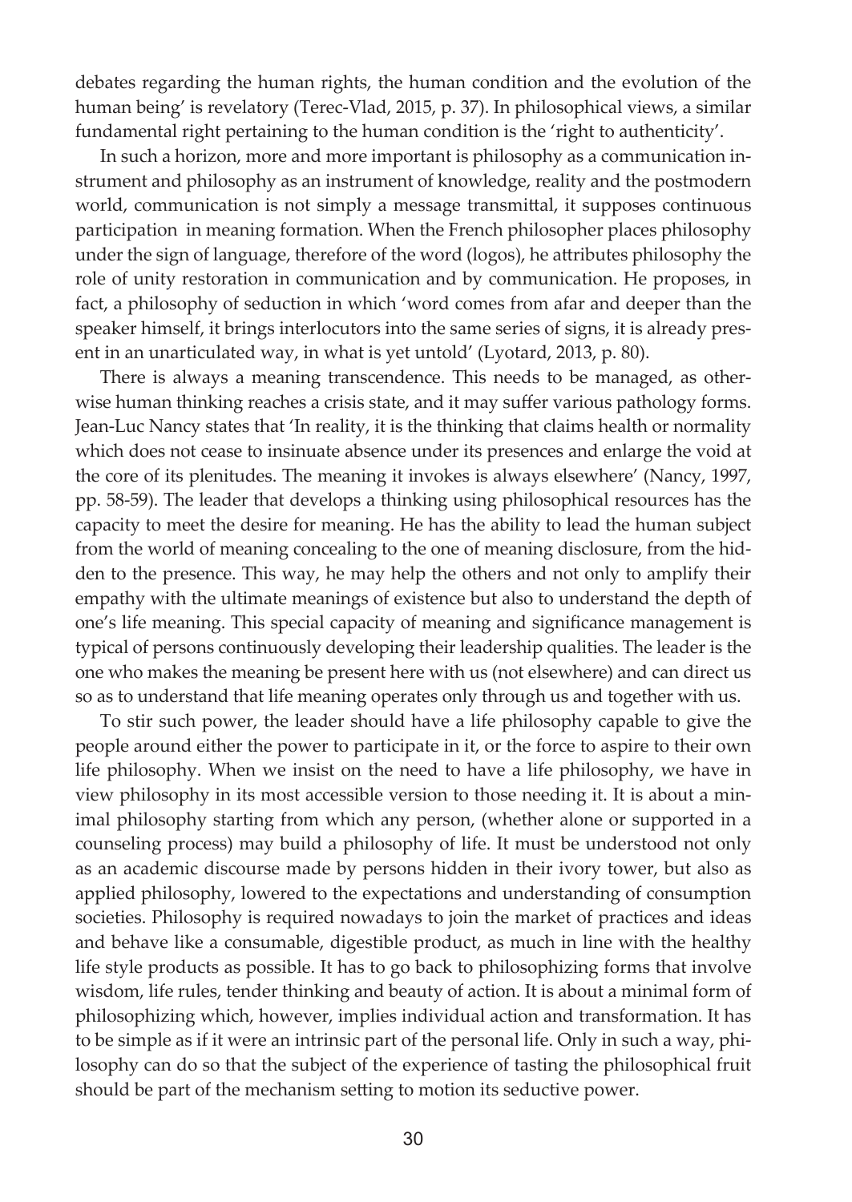debates regarding the human rights, the human condition and the evolution of the human being' is revelatory (Terec-Vlad, 2015, p. 37). In philosophical views, a similar fundamental right pertaining to the human condition is the 'right to authenticity'.

In such a horizon, more and more important is philosophy as a communication instrument and philosophy as an instrument of knowledge, reality and the postmodern world, communication is not simply a message transmittal, it supposes continuous participation in meaning formation. When the French philosopher places philosophy under the sign of language, therefore of the word (logos), he attributes philosophy the role of unity restoration in communication and by communication. He proposes, in fact, a philosophy of seduction in which 'word comes from afar and deeper than the speaker himself, it brings interlocutors into the same series of signs, it is already present in an unarticulated way, in what is yet untold' (Lyotard, 2013, p. 80).

There is always a meaning transcendence. This needs to be managed, as otherwise human thinking reaches a crisis state, and it may suffer various pathology forms. Jean-Luc Nancy states that 'In reality, it is the thinking that claims health or normality which does not cease to insinuate absence under its presences and enlarge the void at the core of its plenitudes. The meaning it invokes is always elsewhere' (Nancy, 1997, pp. 58-59). The leader that develops a thinking using philosophical resources has the capacity to meet the desire for meaning. He has the ability to lead the human subject from the world of meaning concealing to the one of meaning disclosure, from the hidden to the presence. This way, he may help the others and not only to amplify their empathy with the ultimate meanings of existence but also to understand the depth of one's life meaning. This special capacity of meaning and significance management is typical of persons continuously developing their leadership qualities. The leader is the one who makes the meaning be present here with us (not elsewhere) and can direct us so as to understand that life meaning operates only through us and together with us.

To stir such power, the leader should have a life philosophy capable to give the people around either the power to participate in it, or the force to aspire to their own life philosophy. When we insist on the need to have a life philosophy, we have in view philosophy in its most accessible version to those needing it. It is about a minimal philosophy starting from which any person, (whether alone or supported in a counseling process) may build a philosophy of life. It must be understood not only as an academic discourse made by persons hidden in their ivory tower, but also as applied philosophy, lowered to the expectations and understanding of consumption societies. Philosophy is required nowadays to join the market of practices and ideas and behave like a consumable, digestible product, as much in line with the healthy life style products as possible. It has to go back to philosophizing forms that involve wisdom, life rules, tender thinking and beauty of action. It is about a minimal form of philosophizing which, however, implies individual action and transformation. It has to be simple as if it were an intrinsic part of the personal life. Only in such a way, philosophy can do so that the subject of the experience of tasting the philosophical fruit should be part of the mechanism setting to motion its seductive power.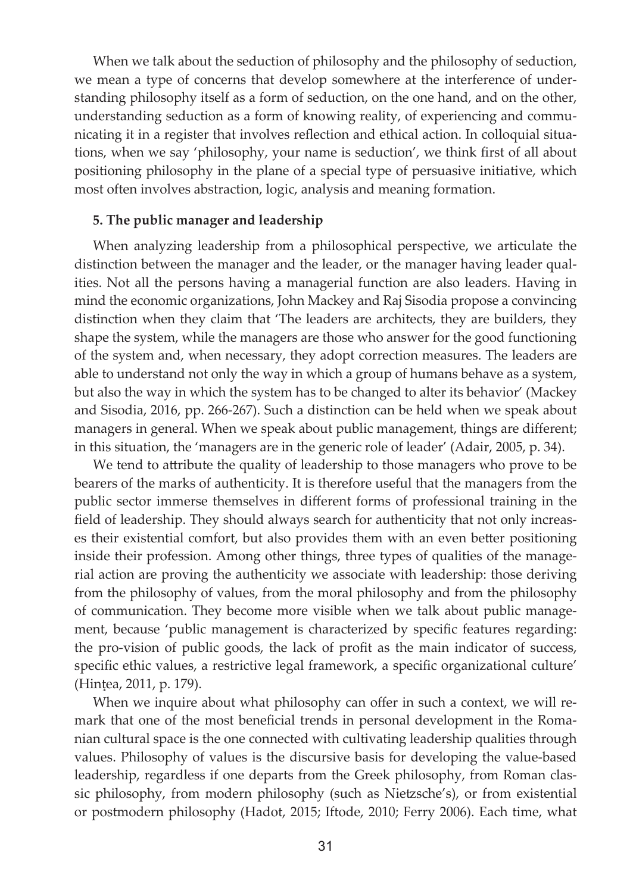When we talk about the seduction of philosophy and the philosophy of seduction, we mean a type of concerns that develop somewhere at the interference of understanding philosophy itself as a form of seduction, on the one hand, and on the other, understanding seduction as a form of knowing reality, of experiencing and communicating it in a register that involves reflection and ethical action. In colloquial situations, when we say 'philosophy, your name is seduction', we think first of all about positioning philosophy in the plane of a special type of persuasive initiative, which most often involves abstraction, logic, analysis and meaning formation.

### 5. The public manager and leadership

When analyzing leadership from a philosophical perspective, we articulate the distinction between the manager and the leader, or the manager having leader qualities. Not all the persons having a managerial function are also leaders. Having in mind the economic organizations, John Mackey and Raj Sisodia propose a convincing distinction when they claim that 'The leaders are architects, they are builders, they shape the system, while the managers are those who answer for the good functioning of the system and, when necessary, they adopt correction measures. The leaders are able to understand not only the way in which a group of humans behave as a system, but also the way in which the system has to be changed to alter its behavior' (Mackey and Sisodia, 2016, pp. 266-267). Such a distinction can be held when we speak about managers in general. When we speak about public management, things are different; in this situation, the 'managers are in the generic role of leader' (Adair, 2005, p. 34).

We tend to attribute the quality of leadership to those managers who prove to be bearers of the marks of authenticity. It is therefore useful that the managers from the public sector immerse themselves in different forms of professional training in the field of leadership. They should always search for authenticity that not only increases their existential comfort, but also provides them with an even better positioning inside their profession. Among other things, three types of qualities of the managerial action are proving the authenticity we associate with leadership: those deriving from the philosophy of values, from the moral philosophy and from the philosophy of communication. They become more visible when we talk about public management, because 'public management is characterized by specific features regarding: the pro-vision of public goods, the lack of profit as the main indicator of success, specific ethic values, a restrictive legal framework, a specific organizational culture' (Hințea, 2011, p. 179).

When we inquire about what philosophy can offer in such a context, we will remark that one of the most beneficial trends in personal development in the Romanian cultural space is the one connected with cultivating leadership qualities through values. Philosophy of values is the discursive basis for developing the value-based leadership, regardless if one departs from the Greek philosophy, from Roman classic philosophy, from modern philosophy (such as Nietzsche's), or from existential or postmodern philosophy (Hadot, 2015; Iftode, 2010; Ferry 2006). Each time, what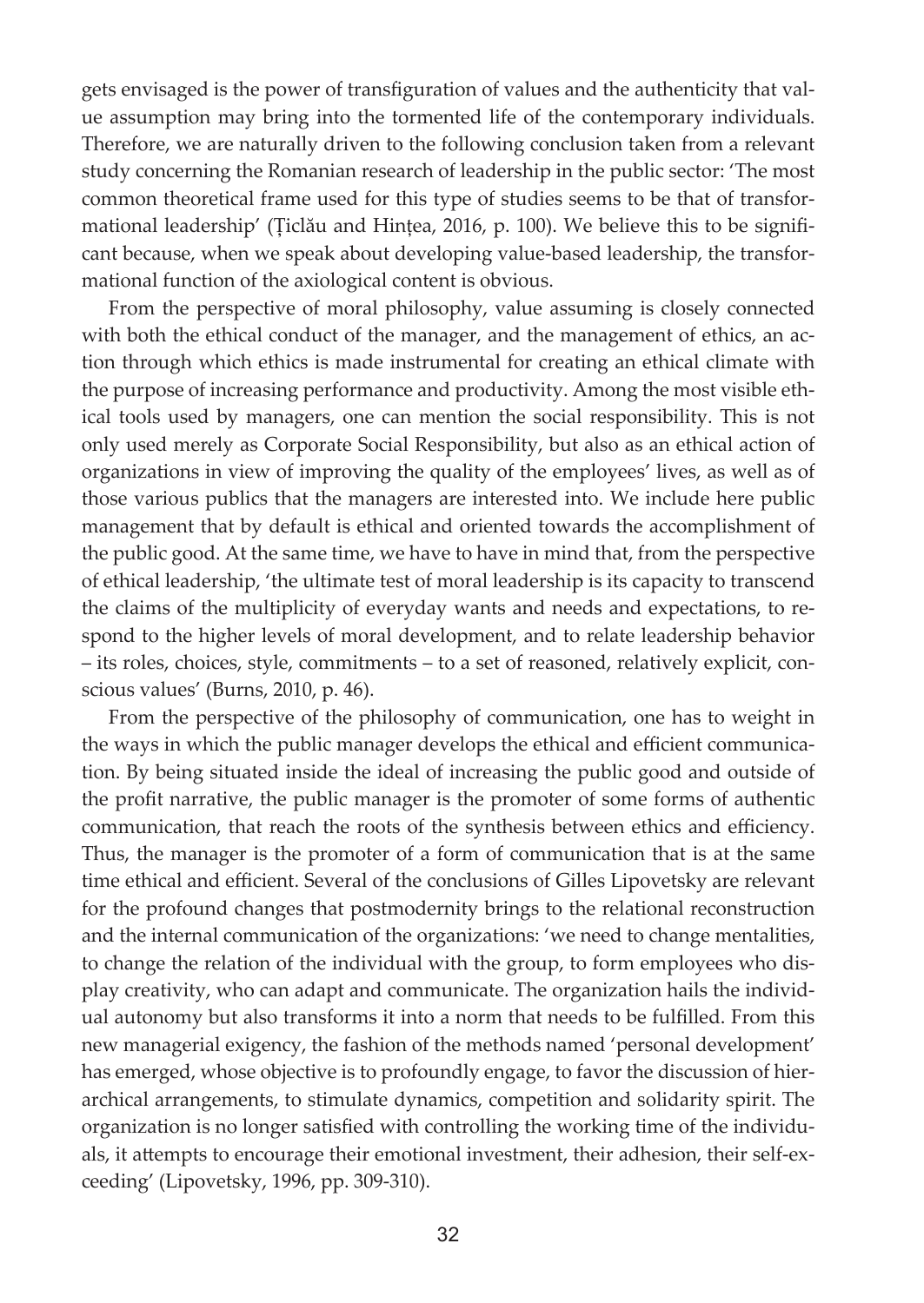gets envisaged is the power of transfiguration of values and the authenticity that value assumption may bring into the tormented life of the contemporary individuals. Therefore, we are naturally driven to the following conclusion taken from a relevant study concerning the Romanian research of leadership in the public sector: 'The most common theoretical frame used for this type of studies seems to be that of transformational leadership' (Ţiclău and Hinţea, 2016, p. 100). We believe this to be significant because, when we speak about developing value-based leadership, the transformational function of the axiological content is obvious.

From the perspective of moral philosophy, value assuming is closely connected with both the ethical conduct of the manager, and the management of ethics, an action through which ethics is made instrumental for creating an ethical climate with the purpose of increasing performance and productivity. Among the most visible ethical tools used by managers, one can mention the social responsibility. This is not only used merely as Corporate Social Responsibility, but also as an ethical action of organizations in view of improving the quality of the employees' lives, as well as of those various publics that the managers are interested into. We include here public management that by default is ethical and oriented towards the accomplishment of the public good. At the same time, we have to have in mind that, from the perspective of ethical leadership, 'the ultimate test of moral leadership is its capacity to transcend the claims of the multiplicity of everyday wants and needs and expectations, to respond to the higher levels of moral development, and to relate leadership behavior – its roles, choices, style, commitments – to a set of reasoned, relatively explicit, conscious values' (Burns, 2010, p. 46).

From the perspective of the philosophy of communication, one has to weight in the ways in which the public manager develops the ethical and efficient communication. By being situated inside the ideal of increasing the public good and outside of the profit narrative, the public manager is the promoter of some forms of authentic communication, that reach the roots of the synthesis between ethics and efficiency. Thus, the manager is the promoter of a form of communication that is at the same time ethical and efficient. Several of the conclusions of Gilles Lipovetsky are relevant for the profound changes that postmodernity brings to the relational reconstruction and the internal communication of the organizations: 'we need to change mentalities, to change the relation of the individual with the group, to form employees who display creativity, who can adapt and communicate. The organization hails the individual autonomy but also transforms it into a norm that needs to be fulfilled. From this new managerial exigency, the fashion of the methods named 'personal development' has emerged, whose objective is to profoundly engage, to favor the discussion of hierarchical arrangements, to stimulate dynamics, competition and solidarity spirit. The organization is no longer satisfied with controlling the working time of the individuals, it attempts to encourage their emotional investment, their adhesion, their self-exceeding' (Lipovetsky, 1996, pp. 309-310).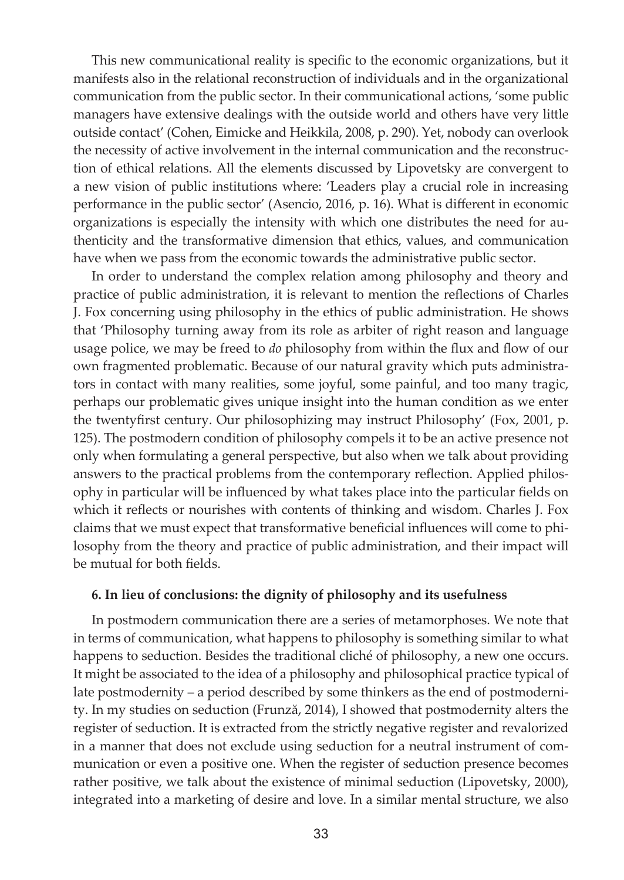This new communicational reality is specific to the economic organizations, but it manifests also in the relational reconstruction of individuals and in the organizational communication from the public sector. In their communicational actions, 'some public managers have extensive dealings with the outside world and others have very little outside contact' (Cohen, Eimicke and Heikkila, 2008, p. 290). Yet, nobody can overlook the necessity of active involvement in the internal communication and the reconstruction of ethical relations. All the elements discussed by Lipovetsky are convergent to a new vision of public institutions where: 'Leaders play a crucial role in increasing performance in the public sector' (Asencio, 2016, p. 16). What is different in economic organizations is especially the intensity with which one distributes the need for authenticity and the transformative dimension that ethics, values, and communication have when we pass from the economic towards the administrative public sector.

In order to understand the complex relation among philosophy and theory and practice of public administration, it is relevant to mention the reflections of Charles J. Fox concerning using philosophy in the ethics of public administration. He shows that 'Philosophy turning away from its role as arbiter of right reason and language usage police, we may be freed to *do* philosophy from within the flux and flow of our own fragmented problematic. Because of our natural gravity which puts administrators in contact with many realities, some joyful, some painful, and too many tragic, perhaps our problematic gives unique insight into the human condition as we enter the twentyfirst century. Our philosophizing may instruct Philosophy' (Fox, 2001, p. 125). The postmodern condition of philosophy compels it to be an active presence not only when formulating a general perspective, but also when we talk about providing answers to the practical problems from the contemporary reflection. Applied philosophy in particular will be influenced by what takes place into the particular fields on which it reflects or nourishes with contents of thinking and wisdom. Charles J. Fox claims that we must expect that transformative beneficial influences will come to philosophy from the theory and practice of public administration, and their impact will be mutual for both fields.

## 6. In lieu of conclusions: the dignity of philosophy and its usefulness

In postmodern communication there are a series of metamorphoses. We note that in terms of communication, what happens to philosophy is something similar to what happens to seduction. Besides the traditional cliché of philosophy, a new one occurs. It might be associated to the idea of a philosophy and philosophical practice typical of late postmodernity – a period described by some thinkers as the end of postmodernity. In my studies on seduction (Frunză, 2014), I showed that postmodernity alters the register of seduction. It is extracted from the strictly negative register and revalorized in a manner that does not exclude using seduction for a neutral instrument of communication or even a positive one. When the register of seduction presence becomes rather positive, we talk about the existence of minimal seduction (Lipovetsky, 2000), integrated into a marketing of desire and love. In a similar mental structure, we also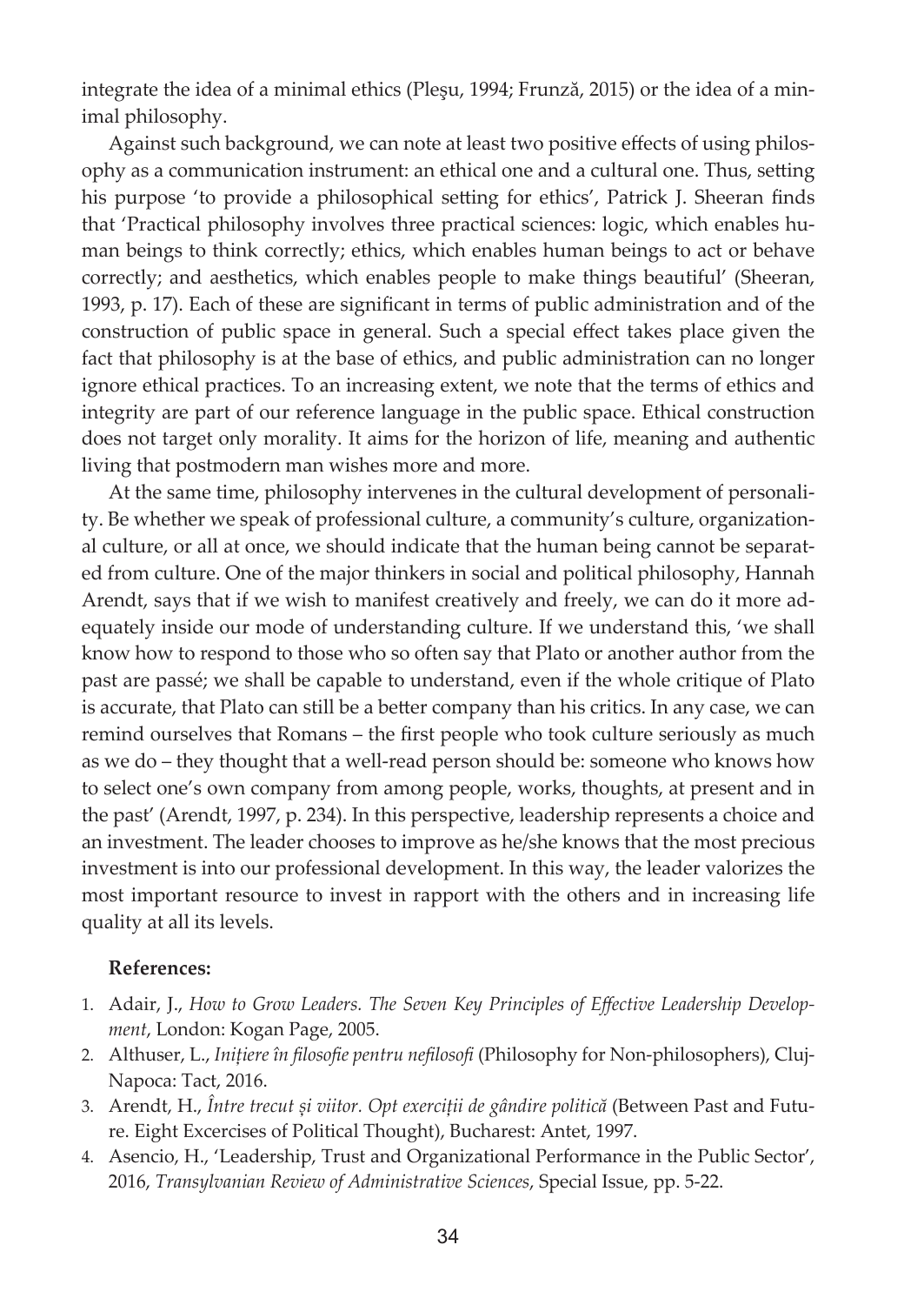integrate the idea of a minimal ethics (Pleşu, 1994; Frunză, 2015) or the idea of a minimal philosophy.

Against such background, we can note at least two positive effects of using philosophy as a communication instrument: an ethical one and a cultural one. Thus, setting his purpose 'to provide a philosophical setting for ethics', Patrick J. Sheeran finds that 'Practical philosophy involves three practical sciences: logic, which enables human beings to think correctly; ethics, which enables human beings to act or behave correctly; and aesthetics, which enables people to make things beautiful' (Sheeran, 1993, p. 17). Each of these are significant in terms of public administration and of the construction of public space in general. Such a special effect takes place given the fact that philosophy is at the base of ethics, and public administration can no longer ignore ethical practices. To an increasing extent, we note that the terms of ethics and integrity are part of our reference language in the public space. Ethical construction does not target only morality. It aims for the horizon of life, meaning and authentic living that postmodern man wishes more and more.

At the same time, philosophy intervenes in the cultural development of personality. Be whether we speak of professional culture, a community's culture, organizational culture, or all at once, we should indicate that the human being cannot be separated from culture. One of the major thinkers in social and political philosophy, Hannah Arendt, says that if we wish to manifest creatively and freely, we can do it more adequately inside our mode of understanding culture. If we understand this, 'we shall know how to respond to those who so often say that Plato or another author from the past are passé; we shall be capable to understand, even if the whole critique of Plato is accurate, that Plato can still be a better company than his critics. In any case, we can remind ourselves that Romans – the first people who took culture seriously as much as we do – they thought that a well-read person should be: someone who knows how to select one's own company from among people, works, thoughts, at present and in the past' (Arendt, 1997, p. 234). In this perspective, leadership represents a choice and an investment. The leader chooses to improve as he/she knows that the most precious investment is into our professional development. In this way, the leader valorizes the most important resource to invest in rapport with the others and in increasing life quality at all its levels.

**References:**

1. Adair, J., *How to Grow Leaders. The Seven Key Principles of Effective Leadership Development*, London: Kogan Page, 2005.
2. Althuser, L., *Inițiere în filosofie pentru nefilosofi* (Philosophy for Non-philosophers), Cluj-Napoca: Tact, 2016.
3. Arendt, H., *Între trecut și viitor. Opt exerciții de gândire politică* (Between Past and Future. Eight Excercises of Political Thought), Bucharest: Antet, 1997.
4. Asencio, H., 'Leadership, Trust and Organizational Performance in the Public Sector', 2016, *Transylvanian Review of Administrative Sciences*, Special Issue, pp. 5-22.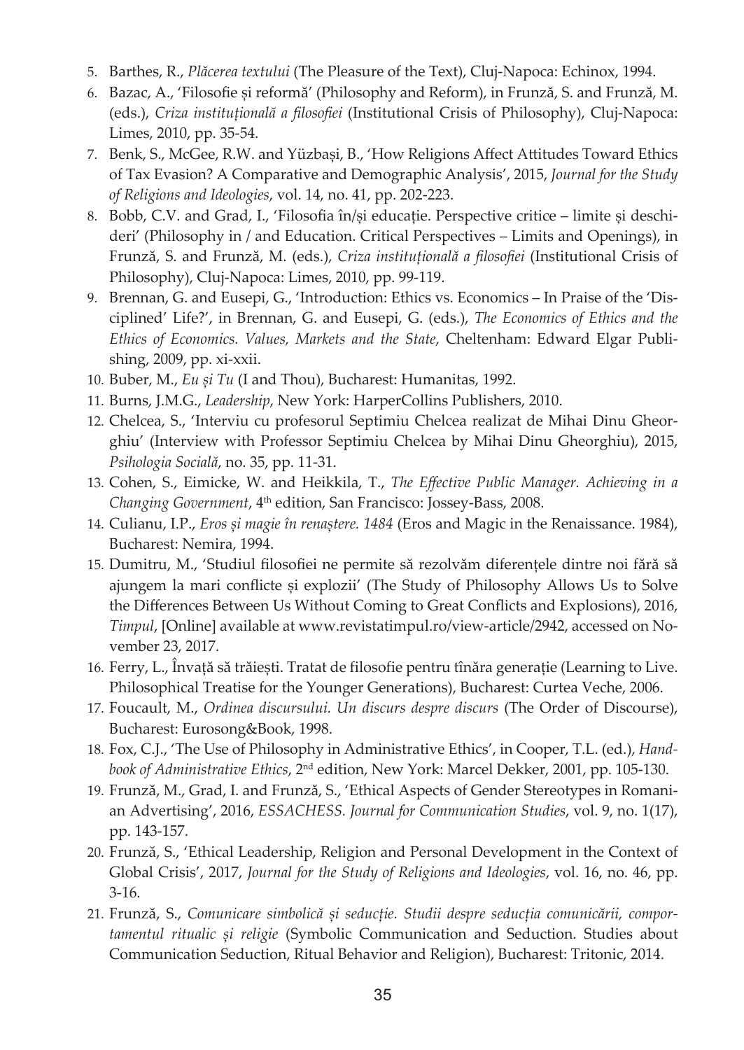5. Barthes, R., *Plăcerea textului* (The Pleasure of the Text), Cluj-Napoca: Echinox, 1994.
6. Bazac, A., 'Filosofie și reformă' (Philosophy and Reform), in Frunză, S. and Frunză, M. (eds.), *Criza instituțională a filosofiei* (Institutional Crisis of Philosophy), Cluj-Napoca: Limes, 2010, pp. 35-54.
7. Benk, S., McGee, R.W. and Yüzbași, B., 'How Religions Affect Attitudes Toward Ethics of Tax Evasion? A Comparative and Demographic Analysis', 2015, *Journal for the Study of Religions and Ideologies*, vol. 14, no. 41, pp. 202-223.
8. Bobb, C.V. and Grad, I., 'Filosofia în/și educație. Perspective critice – limite și deschideri' (Philosophy in / and Education. Critical Perspectives – Limits and Openings), in Frunză, S. and Frunză, M. (eds.), *Criza instituțională a filosofiei* (Institutional Crisis of Philosophy), Cluj-Napoca: Limes, 2010, pp. 99-119.
9. Brennan, G. and Eusepi, G., 'Introduction: Ethics vs. Economics – In Praise of the 'Disciplined' Life?', in Brennan, G. and Eusepi, G. (eds.), *The Economics of Ethics and the Ethics of Economics. Values, Markets and the State*, Cheltenham: Edward Elgar Publishing, 2009, pp. xi-xxii.
10. Buber, M., *Eu și Tu* (I and Thou), Bucharest: Humanitas, 1992.
11. Burns, J.M.G., *Leadership*, New York: HarperCollins Publishers, 2010.
12. Chelcea, S., 'Interviu cu profesorul Septimiu Chelcea realizat de Mihai Dinu Gheorghiu' (Interview with Professor Septimiu Chelcea by Mihai Dinu Gheorghiu), 2015, *Psihologia Socială*, no. 35, pp. 11-31.
13. Cohen, S., Eimicke, W. and Heikkila, T., *The Effective Public Manager. Achieving in a Changing Government*, 4th edition, San Francisco: Jossey-Bass, 2008.
14. Culianu, I.P., *Eros și magie în renaștere. 1484* (Eros and Magic in the Renaissance. 1984), Bucharest: Nemira, 1994.
15. Dumitru, M., 'Studiul filosofiei ne permite să rezolvăm diferențele dintre noi fără să ajungem la mari conflicte și explozii' (The Study of Philosophy Allows Us to Solve the Differences Between Us Without Coming to Great Conflicts and Explosions), 2016, *Timpul*, [Online] available at www.revistatimpul.ro/view-article/2942, accessed on November 23, 2017.
16. Ferry, L., Învață să trăiești. Tratat de filosofie pentru tînăra generație (Learning to Live. Philosophical Treatise for the Younger Generations), Bucharest: Curtea Veche, 2006.
17. Foucault, M., *Ordinea discursului. Un discurs despre discurs* (The Order of Discourse), Bucharest: Eurosong&Book, 1998.
18. Fox, C.J., 'The Use of Philosophy in Administrative Ethics', in Cooper, T.L. (ed.), *Handbook of Administrative Ethics*, 2nd edition, New York: Marcel Dekker, 2001, pp. 105-130.
19. Frunză, M., Grad, I. and Frunză, S., 'Ethical Aspects of Gender Stereotypes in Romanian Advertising', 2016, *ESSACHESS. Journal for Communication Studies*, vol. 9, no. 1(17), pp. 143-157.
20. Frunză, S., 'Ethical Leadership, Religion and Personal Development in the Context of Global Crisis', 2017, *Journal for the Study of Religions and Ideologies*, vol. 16, no. 46, pp. 3-16.
21. Frunză, S., *Comunicare simbolică și seducție. Studii despre seducția comunicării, comportamentul ritualic și religie* (Symbolic Communication and Seduction. Studies about Communication Seduction, Ritual Behavior and Religion), Bucharest: Tritonic, 2014.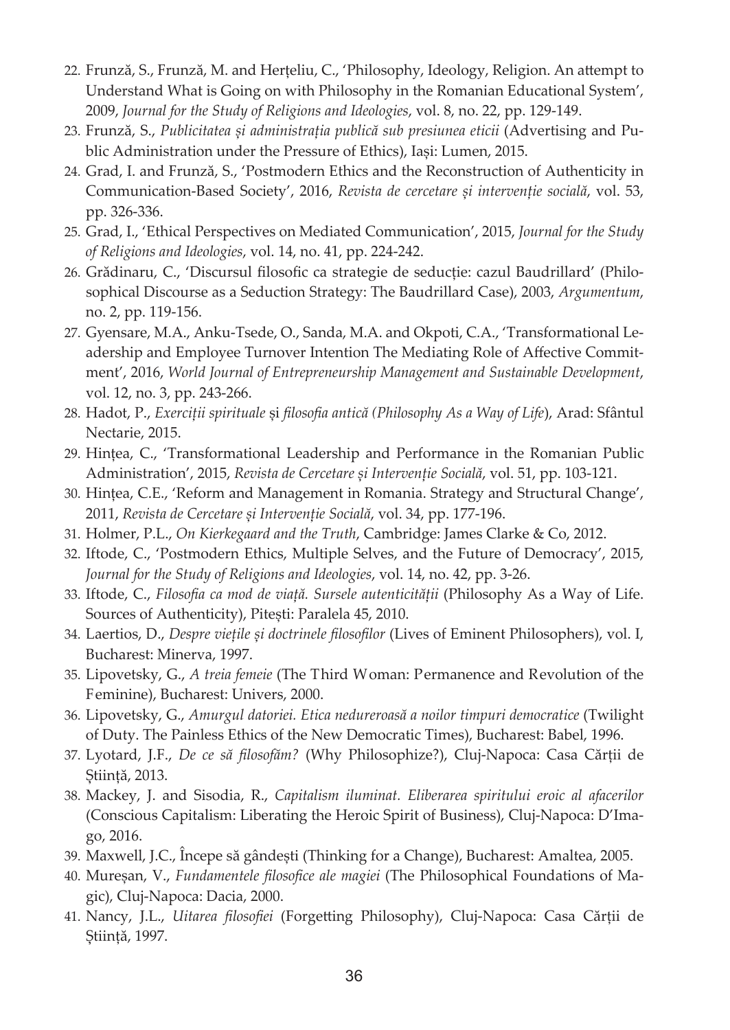22. Frunză, S., Frunză, M. and Herțeliu, C., 'Philosophy, Ideology, Religion. An attempt to Understand What is Going on with Philosophy in the Romanian Educational System', 2009, *Journal for the Study of Religions and Ideologies*, vol. 8, no. 22, pp. 129-149.
23. Frunză, S., *Publicitatea și administrația publică sub presiunea eticii* (Advertising and Public Administration under the Pressure of Ethics), Iași: Lumen, 2015.
24. Grad, I. and Frunză, S., 'Postmodern Ethics and the Reconstruction of Authenticity in Communication-Based Society', 2016, *Revista de cercetare și intervenție socială*, vol. 53, pp. 326-336.
25. Grad, I., 'Ethical Perspectives on Mediated Communication', 2015, *Journal for the Study of Religions and Ideologies*, vol. 14, no. 41, pp. 224-242.
26. Grădinaru, C., 'Discursul filosofic ca strategie de seducție: cazul Baudrillard' (Philosophical Discourse as a Seduction Strategy: The Baudrillard Case), 2003, *Argumentum*, no. 2, pp. 119-156.
27. Gyensare, M.A., Anku-Tsede, O., Sanda, M.A. and Okpoti, C.A., 'Transformational Leadership and Employee Turnover Intention The Mediating Role of Affective Commitment', 2016, *World Journal of Entrepreneurship Management and Sustainable Development*, vol. 12, no. 3, pp. 243-266.
28. Hadot, P., *Exerciții spirituale* și *filosofia antică (Philosophy As a Way of Life*), Arad: Sfântul Nectarie, 2015.
29. Hințea, C., 'Transformational Leadership and Performance in the Romanian Public Administration', 2015, *Revista de Cercetare și Intervenție Socială*, vol. 51, pp. 103-121.
30. Hințea, C.E., 'Reform and Management in Romania. Strategy and Structural Change', 2011, *Revista de Cercetare și Intervenție Socială*, vol. 34, pp. 177-196.
31. Holmer, P.L., *On Kierkegaard and the Truth*, Cambridge: James Clarke & Co, 2012.
32. Iftode, C., 'Postmodern Ethics, Multiple Selves, and the Future of Democracy', 2015, *Journal for the Study of Religions and Ideologies*, vol. 14, no. 42, pp. 3-26.
33. Iftode, C., *Filosofia ca mod de viață. Sursele autenticității* (Philosophy As a Way of Life. Sources of Authenticity), Pitești: Paralela 45, 2010.
34. Laertios, D., *Despre viețile și doctrinele filosofilor* (Lives of Eminent Philosophers), vol. I, Bucharest: Minerva, 1997.
35. Lipovetsky, G., *A treia femeie* (The Third Woman: Permanence and Revolution of the Feminine), Bucharest: Univers, 2000.
36. Lipovetsky, G., *Amurgul datoriei. Etica nedureroasă a noilor timpuri democratice* (Twilight of Duty. The Painless Ethics of the New Democratic Times), Bucharest: Babel, 1996.
37. Lyotard, J.F., *De ce să filosofăm?* (Why Philosophize?), Cluj-Napoca: Casa Cărții de Știință, 2013.
38. Mackey, J. and Sisodia, R., *Capitalism iluminat. Eliberarea spiritului eroic al afacerilor* (Conscious Capitalism: Liberating the Heroic Spirit of Business), Cluj-Napoca: D'Imago, 2016.
39. Maxwell, J.C., Începe să gândești (Thinking for a Change), Bucharest: Amaltea, 2005.
40. Mureșan, V., *Fundamentele filosofice ale magiei* (The Philosophical Foundations of Magic), Cluj-Napoca: Dacia, 2000.
41. Nancy, J.L., *Uitarea filosofiei* (Forgetting Philosophy), Cluj-Napoca: Casa Cărții de Știință, 1997.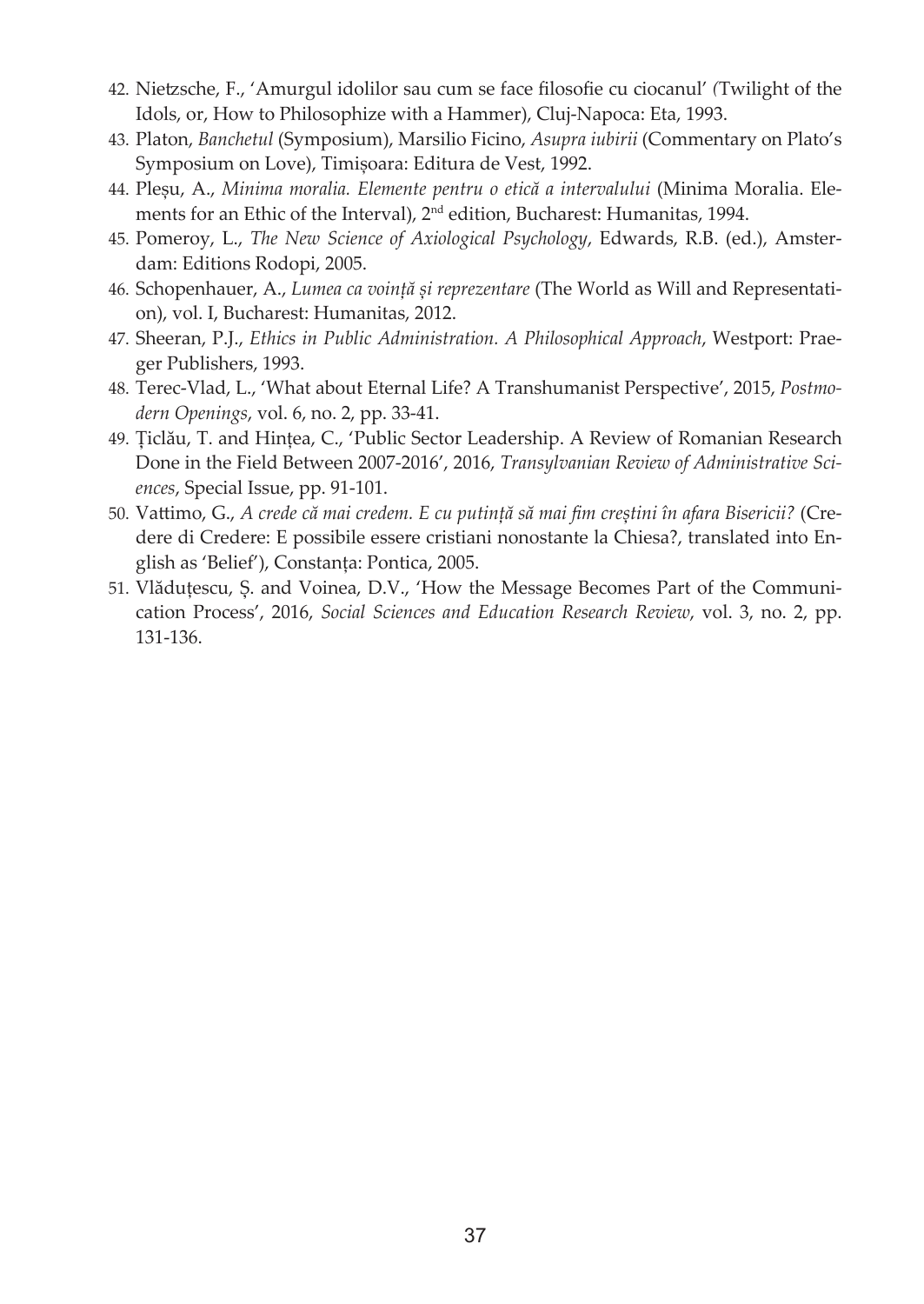42. Nietzsche, F., 'Amurgul idolilor sau cum se face filosofie cu ciocanul' (Twilight of the Idols, or, How to Philosophize with a Hammer), Cluj-Napoca: Eta, 1993.
43. Platon, *Banchetul* (Symposium), Marsilio Ficino, *Asupra iubirii* (Commentary on Plato's Symposium on Love), Timișoara: Editura de Vest, 1992.
44. Pleșu, A., *Minima moralia. Elemente pentru o etică a intervalului* (Minima Moralia. Elements for an Ethic of the Interval), 2nd edition, Bucharest: Humanitas, 1994.
45. Pomeroy, L., *The New Science of Axiological Psychology*, Edwards, R.B. (ed.), Amsterdam: Editions Rodopi, 2005.
46. Schopenhauer, A., *Lumea ca voință și reprezentare* (The World as Will and Representation), vol. I, Bucharest: Humanitas, 2012.
47. Sheeran, P.J., *Ethics in Public Administration. A Philosophical Approach*, Westport: Praeger Publishers, 1993.
48. Terec-Vlad, L., 'What about Eternal Life? A Transhumanist Perspective', 2015, *Postmodern Openings*, vol. 6, no. 2, pp. 33-41.
49. Țiclău, T. and Hințea, C., 'Public Sector Leadership. A Review of Romanian Research Done in the Field Between 2007-2016', 2016, *Transylvanian Review of Administrative Sciences*, Special Issue, pp. 91-101.
50. Vattimo, G., *A crede că mai credem. E cu putință să mai fim creștini în afara Bisericii?* (Credere di Credere: E possibile essere cristiani nonostante la Chiesa?, translated into English as 'Belief'), Constanța: Pontica, 2005.
51. Vlăduțescu, Ș. and Voinea, D.V., 'How the Message Becomes Part of the Communication Process', 2016, *Social Sciences and Education Research Review*, vol. 3, no. 2, pp. 131-136.